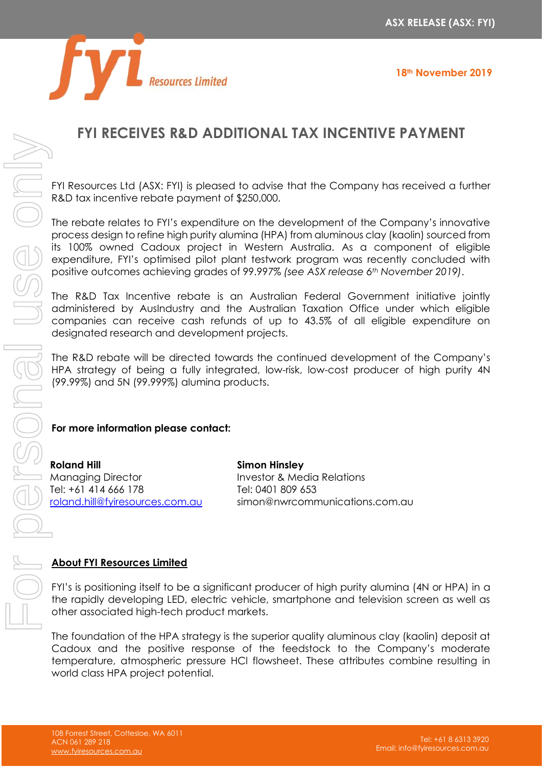ASX RELEASE (ASX: FYI)

18th November 2019

# FYI RECEIVES R&D ADDITIONAL TAX INCENTIVE PAYMENT

FYI Resources Ltd (ASX: FYI) is pleased to advise that the Company has received a further R&D tax incentive rebate payment of $250,000.

The rebate relates to FYI's expenditure on the development of the Company's innovative process design to refine high purity alumina (HPA) from aluminous clay (kaolin) sourced from its 100% owned Cadoux project in Western Australia. As a component of eligible expenditure, FYI's optimised pilot plant testwork program was recently concluded with positive outcomes achieving grades of 99.997% *(see ASX release 6th November 2019)*.

The R&D Tax Incentive rebate is an Australian Federal Government initiative jointly administered by AusIndustry and the Australian Taxation Office under which eligible companies can receive cash refunds of up to 43.5% of all eligible expenditure on designated research and development projects.

The R&D rebate will be directed towards the continued development of the Company's HPA strategy of being a fully integrated, low-risk, low-cost producer of high purity 4N (99.99%) and 5N (99.999%) alumina products.

**For more information please contact:**

**Roland Hill**
Managing Director
Tel: +61 414 666 178
roland.hill@fyiresources.com.au

**Simon Hinsley**
Investor & Media Relations
Tel: 0401 809 653
simon@nwrcommunications.com.au

## About FYI Resources Limited

FYI's is positioning itself to be a significant producer of high purity alumina (4N or HPA) in a the rapidly developing LED, electric vehicle, smartphone and television screen as well as other associated high-tech product markets.

The foundation of the HPA strategy is the superior quality aluminous clay (kaolin) deposit at Cadoux and the positive response of the feedstock to the Company's moderate temperature, atmospheric pressure HCl flowsheet. These attributes combine resulting in world class HPA project potential.

108 Forrest Street, Cottesloe, WA 6011
ACN 061 289 218
www.fyiresources.com.au

Tel: +61 8 6313 3920
Email: info@fyiresources.com.au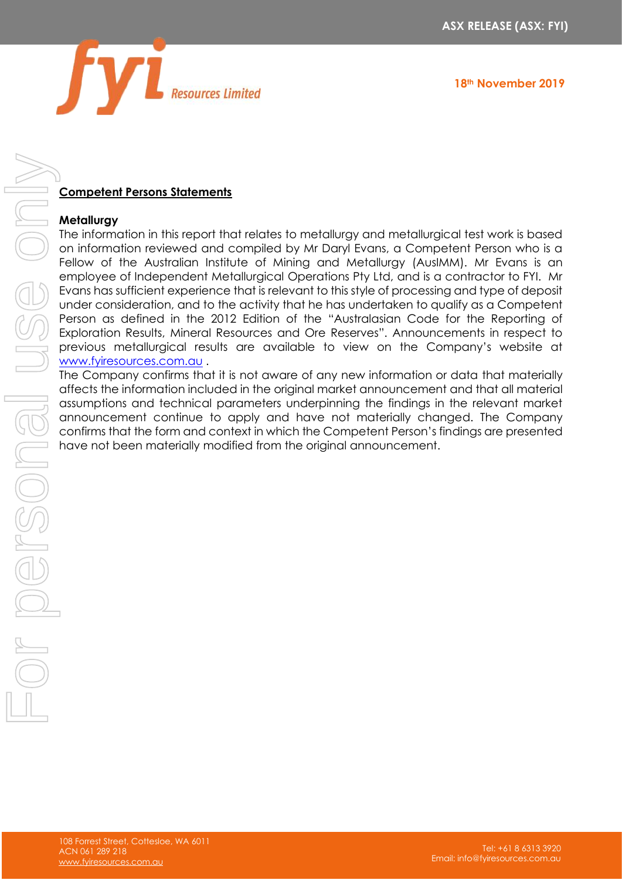## Competent Persons Statements

**Metallurgy**

The information in this report that relates to metallurgy and metallurgical test work is based on information reviewed and compiled by Mr Daryl Evans, a Competent Person who is a Fellow of the Australian Institute of Mining and Metallurgy (AusIMM). Mr Evans is an employee of Independent Metallurgical Operations Pty Ltd, and is a contractor to FYI. Mr Evans has sufficient experience that is relevant to this style of processing and type of deposit under consideration, and to the activity that he has undertaken to qualify as a Competent Person as defined in the 2012 Edition of the "Australasian Code for the Reporting of Exploration Results, Mineral Resources and Ore Reserves". Announcements in respect to previous metallurgical results are available to view on the Company's website at www.fyiresources.com.au .

The Company confirms that it is not aware of any new information or data that materially affects the information included in the original market announcement and that all material assumptions and technical parameters underpinning the findings in the relevant market announcement continue to apply and have not materially changed. The Company confirms that the form and context in which the Competent Person's findings are presented have not been materially modified from the original announcement.